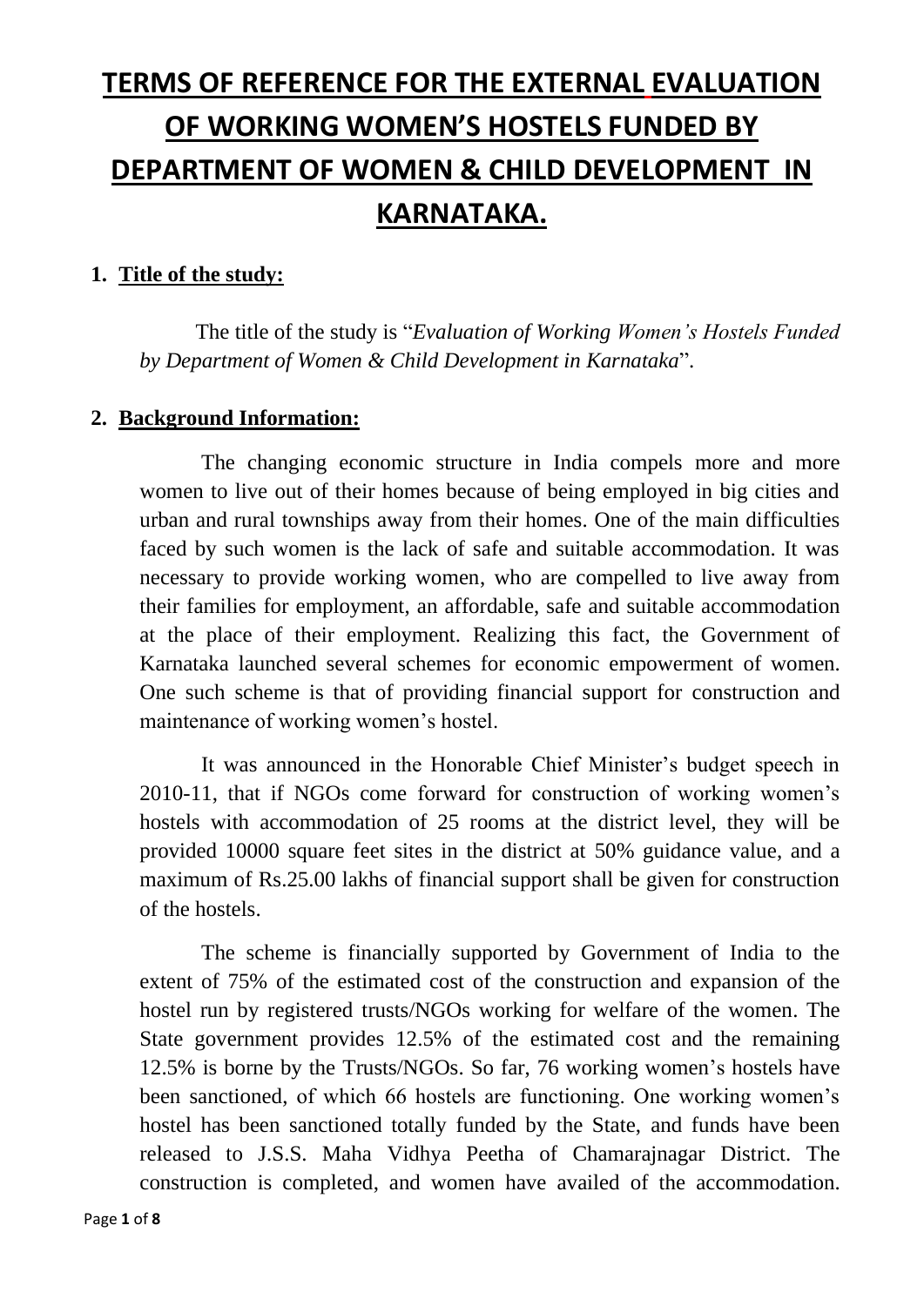# TERMS OF REFERENCE FOR THE EXTERNAL EVALUATION OF WORKING WOMEN'S HOSTELS FUNDED BY DEPARTMENT OF WOMEN & CHILD DEVELOPMENT IN KARNATAKA.

## 1. Title of the study:

The title of the study is "*Evaluation of Working Women's Hostels Funded by Department of Women & Child Development in Karnataka*".

## 2. Background Information:

The changing economic structure in India compels more and more women to live out of their homes because of being employed in big cities and urban and rural townships away from their homes. One of the main difficulties faced by such women is the lack of safe and suitable accommodation. It was necessary to provide working women, who are compelled to live away from their families for employment, an affordable, safe and suitable accommodation at the place of their employment. Realizing this fact, the Government of Karnataka launched several schemes for economic empowerment of women. One such scheme is that of providing financial support for construction and maintenance of working women's hostel.

It was announced in the Honorable Chief Minister's budget speech in 2010-11, that if NGOs come forward for construction of working women's hostels with accommodation of 25 rooms at the district level, they will be provided 10000 square feet sites in the district at 50% guidance value, and a maximum of Rs.25.00 lakhs of financial support shall be given for construction of the hostels.

The scheme is financially supported by Government of India to the extent of 75% of the estimated cost of the construction and expansion of the hostel run by registered trusts/NGOs working for welfare of the women. The State government provides 12.5% of the estimated cost and the remaining 12.5% is borne by the Trusts/NGOs. So far, 76 working women's hostels have been sanctioned, of which 66 hostels are functioning. One working women's hostel has been sanctioned totally funded by the State, and funds have been released to J.S.S. Maha Vidhya Peetha of Chamarajnagar District. The construction is completed, and women have availed of the accommodation.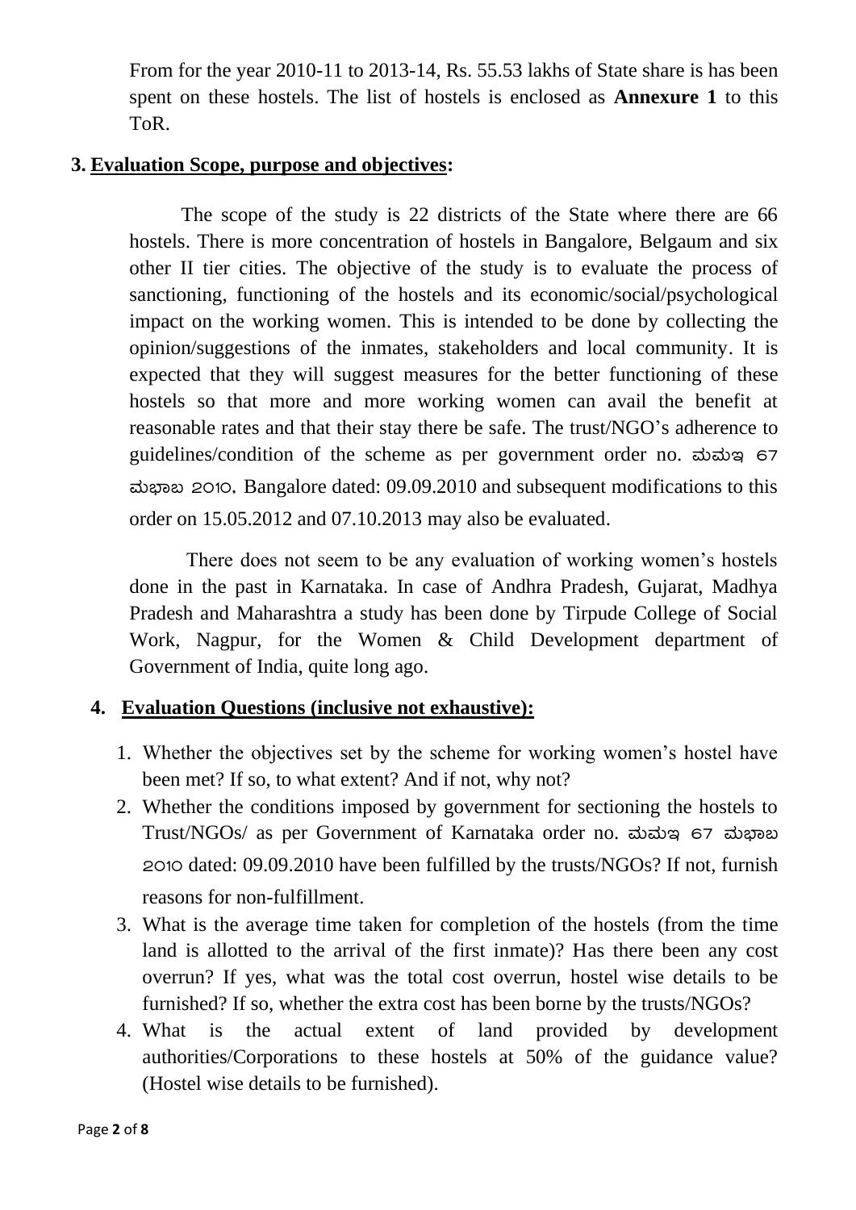From for the year 2010-11 to 2013-14, Rs. 55.53 lakhs of State share is has been spent on these hostels. The list of hostels is enclosed as **Annexure 1** to this ToR.

## 3. Evaluation Scope, purpose and objectives:

The scope of the study is 22 districts of the State where there are 66 hostels. There is more concentration of hostels in Bangalore, Belgaum and six other II tier cities. The objective of the study is to evaluate the process of sanctioning, functioning of the hostels and its economic/social/psychological impact on the working women. This is intended to be done by collecting the opinion/suggestions of the inmates, stakeholders and local community. It is expected that they will suggest measures for the better functioning of these hostels so that more and more working women can avail the benefit at reasonable rates and that their stay there be safe. The trust/NGO's adherence to guidelines/condition of the scheme as per government order no. ಮಮಇ ೬೭ ಮಭಾಬ ೨೦೧೦, Bangalore dated: 09.09.2010 and subsequent modifications to this order on 15.05.2012 and 07.10.2013 may also be evaluated.

There does not seem to be any evaluation of working women's hostels done in the past in Karnataka. In case of Andhra Pradesh, Gujarat, Madhya Pradesh and Maharashtra a study has been done by Tirpude College of Social Work, Nagpur, for the Women & Child Development department of Government of India, quite long ago.

## 4. Evaluation Questions (inclusive not exhaustive):

1. Whether the objectives set by the scheme for working women's hostel have been met? If so, to what extent? And if not, why not?
2. Whether the conditions imposed by government for sectioning the hostels to Trust/NGOs/ as per Government of Karnataka order no. ಮಮಇ ೬೭ ಮಭಾಬ ೨೦೧೦ dated: 09.09.2010 have been fulfilled by the trusts/NGOs? If not, furnish reasons for non-fulfillment.
3. What is the average time taken for completion of the hostels (from the time land is allotted to the arrival of the first inmate)? Has there been any cost overrun? If yes, what was the total cost overrun, hostel wise details to be furnished? If so, whether the extra cost has been borne by the trusts/NGOs?
4. What is the actual extent of land provided by development authorities/Corporations to these hostels at 50% of the guidance value? (Hostel wise details to be furnished).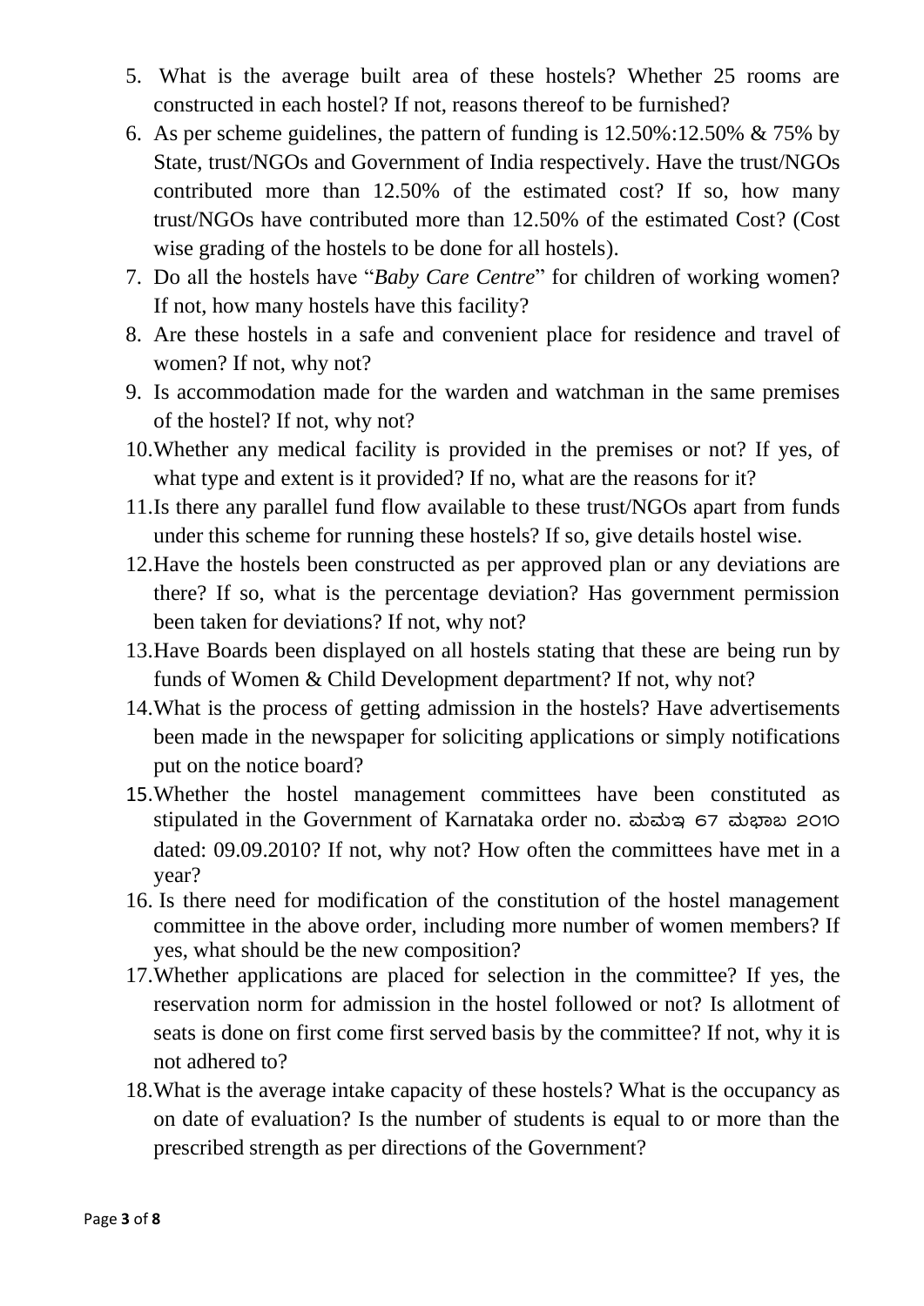5. What is the average built area of these hostels? Whether 25 rooms are constructed in each hostel? If not, reasons thereof to be furnished?
6. As per scheme guidelines, the pattern of funding is 12.50%:12.50% & 75% by State, trust/NGOs and Government of India respectively. Have the trust/NGOs contributed more than 12.50% of the estimated cost? If so, how many trust/NGOs have contributed more than 12.50% of the estimated Cost? (Cost wise grading of the hostels to be done for all hostels).
7. Do all the hostels have "*Baby Care Centre*" for children of working women? If not, how many hostels have this facility?
8. Are these hostels in a safe and convenient place for residence and travel of women? If not, why not?
9. Is accommodation made for the warden and watchman in the same premises of the hostel? If not, why not?
10. Whether any medical facility is provided in the premises or not? If yes, of what type and extent is it provided? If no, what are the reasons for it?
11. Is there any parallel fund flow available to these trust/NGOs apart from funds under this scheme for running these hostels? If so, give details hostel wise.
12. Have the hostels been constructed as per approved plan or any deviations are there? If so, what is the percentage deviation? Has government permission been taken for deviations? If not, why not?
13. Have Boards been displayed on all hostels stating that these are being run by funds of Women & Child Development department? If not, why not?
14. What is the process of getting admission in the hostels? Have advertisements been made in the newspaper for soliciting applications or simply notifications put on the notice board?
15. Whether the hostel management committees have been constituted as stipulated in the Government of Karnataka order no. ಮಮಇ 67 ಮಭಾಬ 2010 dated: 09.09.2010? If not, why not? How often the committees have met in a year?
16. Is there need for modification of the constitution of the hostel management committee in the above order, including more number of women members? If yes, what should be the new composition?
17. Whether applications are placed for selection in the committee? If yes, the reservation norm for admission in the hostel followed or not? Is allotment of seats is done on first come first served basis by the committee? If not, why it is not adhered to?
18. What is the average intake capacity of these hostels? What is the occupancy as on date of evaluation? Is the number of students is equal to or more than the prescribed strength as per directions of the Government?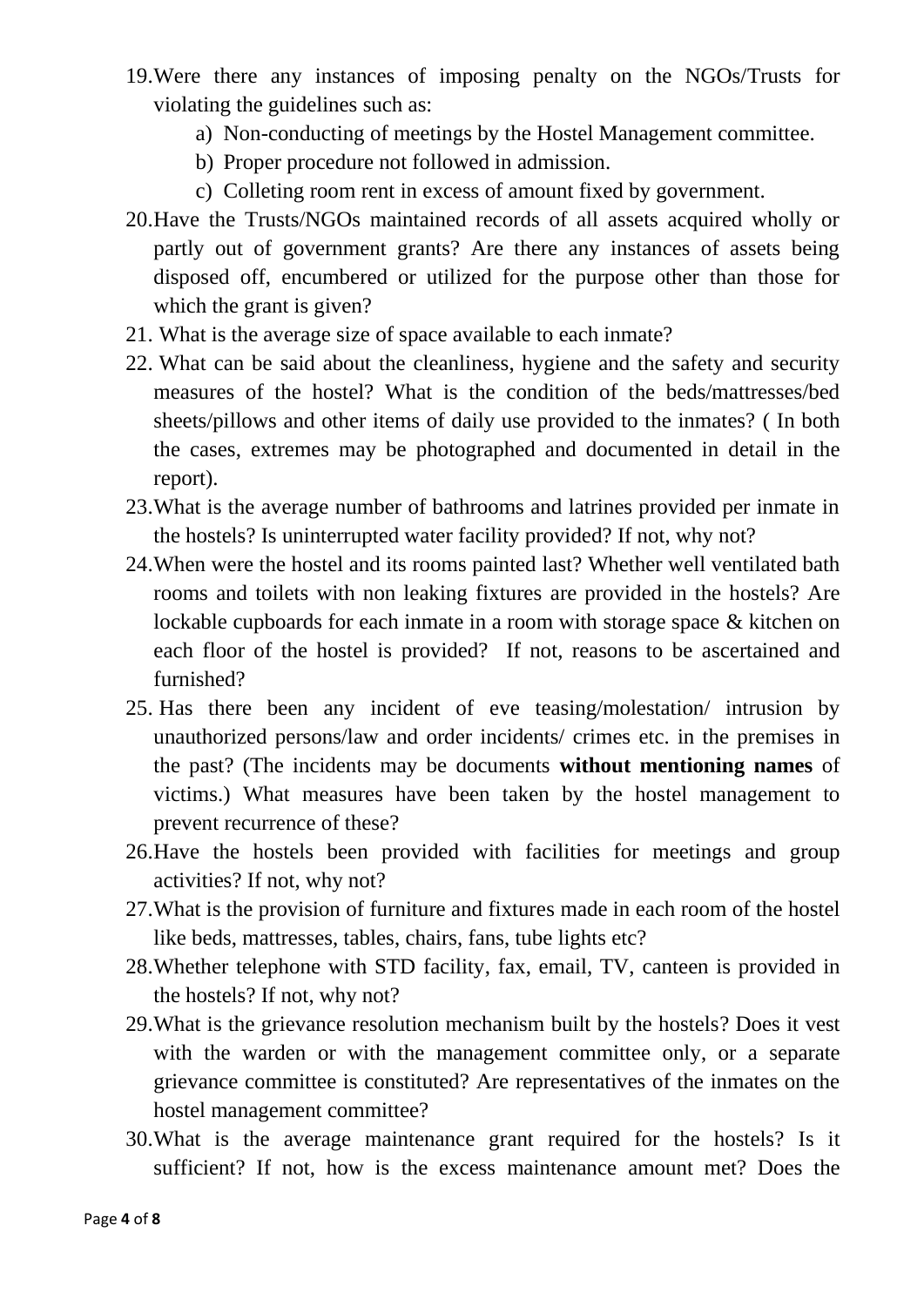19. Were there any instances of imposing penalty on the NGOs/Trusts for violating the guidelines such as:
    a) Non-conducting of meetings by the Hostel Management committee.
    b) Proper procedure not followed in admission.
    c) Colleting room rent in excess of amount fixed by government.
20. Have the Trusts/NGOs maintained records of all assets acquired wholly or partly out of government grants? Are there any instances of assets being disposed off, encumbered or utilized for the purpose other than those for which the grant is given?
21. What is the average size of space available to each inmate?
22. What can be said about the cleanliness, hygiene and the safety and security measures of the hostel? What is the condition of the beds/mattresses/bed sheets/pillows and other items of daily use provided to the inmates? ( In both the cases, extremes may be photographed and documented in detail in the report).
23. What is the average number of bathrooms and latrines provided per inmate in the hostels? Is uninterrupted water facility provided? If not, why not?
24. When were the hostel and its rooms painted last? Whether well ventilated bath rooms and toilets with non leaking fixtures are provided in the hostels? Are lockable cupboards for each inmate in a room with storage space & kitchen on each floor of the hostel is provided? If not, reasons to be ascertained and furnished?
25. Has there been any incident of eve teasing/molestation/ intrusion by unauthorized persons/law and order incidents/ crimes etc. in the premises in the past? (The incidents may be documents **without mentioning names** of victims.) What measures have been taken by the hostel management to prevent recurrence of these?
26. Have the hostels been provided with facilities for meetings and group activities? If not, why not?
27. What is the provision of furniture and fixtures made in each room of the hostel like beds, mattresses, tables, chairs, fans, tube lights etc?
28. Whether telephone with STD facility, fax, email, TV, canteen is provided in the hostels? If not, why not?
29. What is the grievance resolution mechanism built by the hostels? Does it vest with the warden or with the management committee only, or a separate grievance committee is constituted? Are representatives of the inmates on the hostel management committee?
30. What is the average maintenance grant required for the hostels? Is it sufficient? If not, how is the excess maintenance amount met? Does the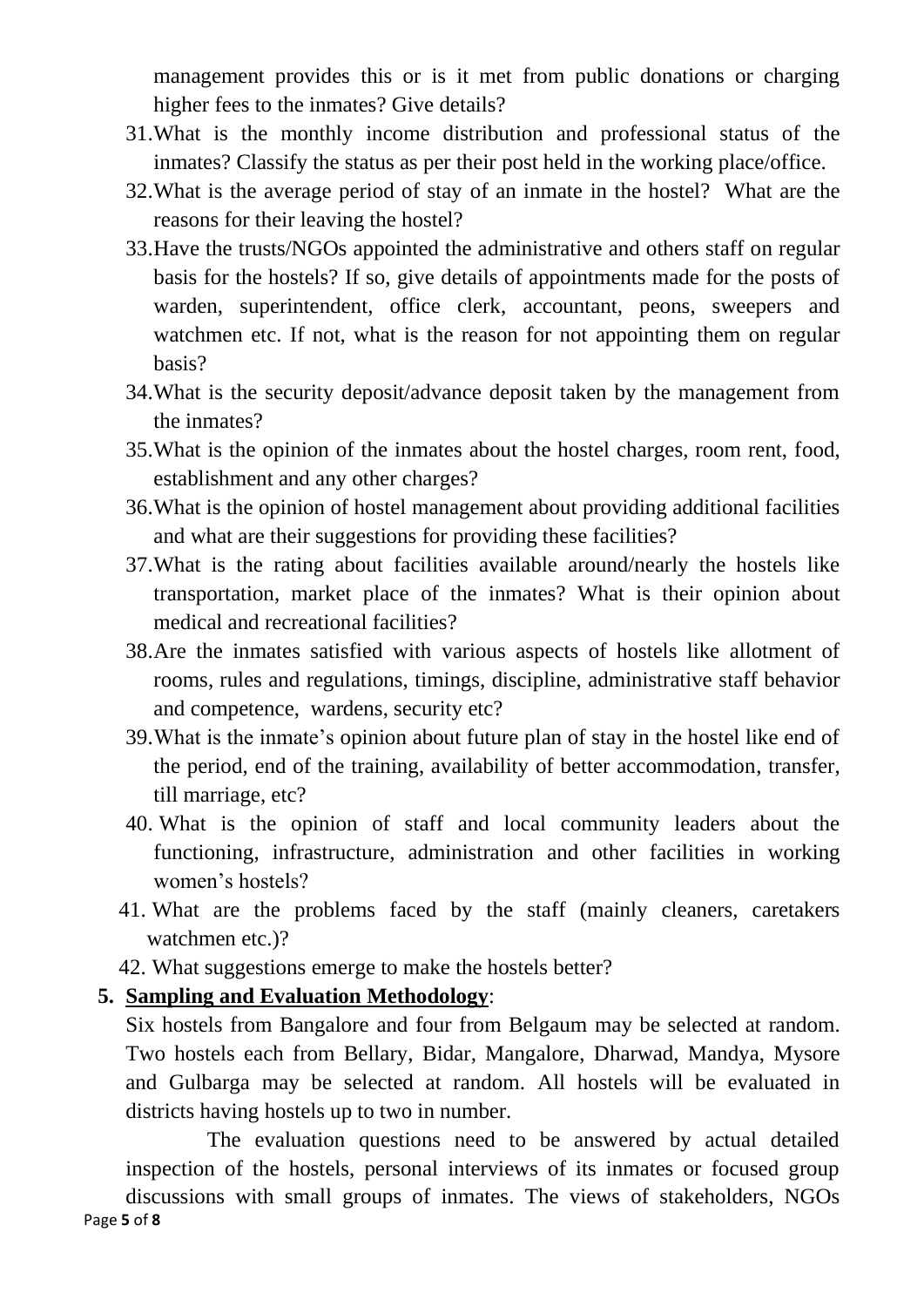management provides this or is it met from public donations or charging higher fees to the inmates? Give details?

31. What is the monthly income distribution and professional status of the inmates? Classify the status as per their post held in the working place/office.
32. What is the average period of stay of an inmate in the hostel? What are the reasons for their leaving the hostel?
33. Have the trusts/NGOs appointed the administrative and others staff on regular basis for the hostels? If so, give details of appointments made for the posts of warden, superintendent, office clerk, accountant, peons, sweepers and watchmen etc. If not, what is the reason for not appointing them on regular basis?
34. What is the security deposit/advance deposit taken by the management from the inmates?
35. What is the opinion of the inmates about the hostel charges, room rent, food, establishment and any other charges?
36. What is the opinion of hostel management about providing additional facilities and what are their suggestions for providing these facilities?
37. What is the rating about facilities available around/nearly the hostels like transportation, market place of the inmates? What is their opinion about medical and recreational facilities?
38. Are the inmates satisfied with various aspects of hostels like allotment of rooms, rules and regulations, timings, discipline, administrative staff behavior and competence, wardens, security etc?
39. What is the inmate's opinion about future plan of stay in the hostel like end of the period, end of the training, availability of better accommodation, transfer, till marriage, etc?
40. What is the opinion of staff and local community leaders about the functioning, infrastructure, administration and other facilities in working women's hostels?
41. What are the problems faced by the staff (mainly cleaners, caretakers watchmen etc.)?
42. What suggestions emerge to make the hostels better?

**5. <u>Sampling and Evaluation Methodology</u>**:

Six hostels from Bangalore and four from Belgaum may be selected at random. Two hostels each from Bellary, Bidar, Mangalore, Dharwad, Mandya, Mysore and Gulbarga may be selected at random. All hostels will be evaluated in districts having hostels up to two in number.

The evaluation questions need to be answered by actual detailed inspection of the hostels, personal interviews of its inmates or focused group discussions with small groups of inmates. The views of stakeholders, NGOs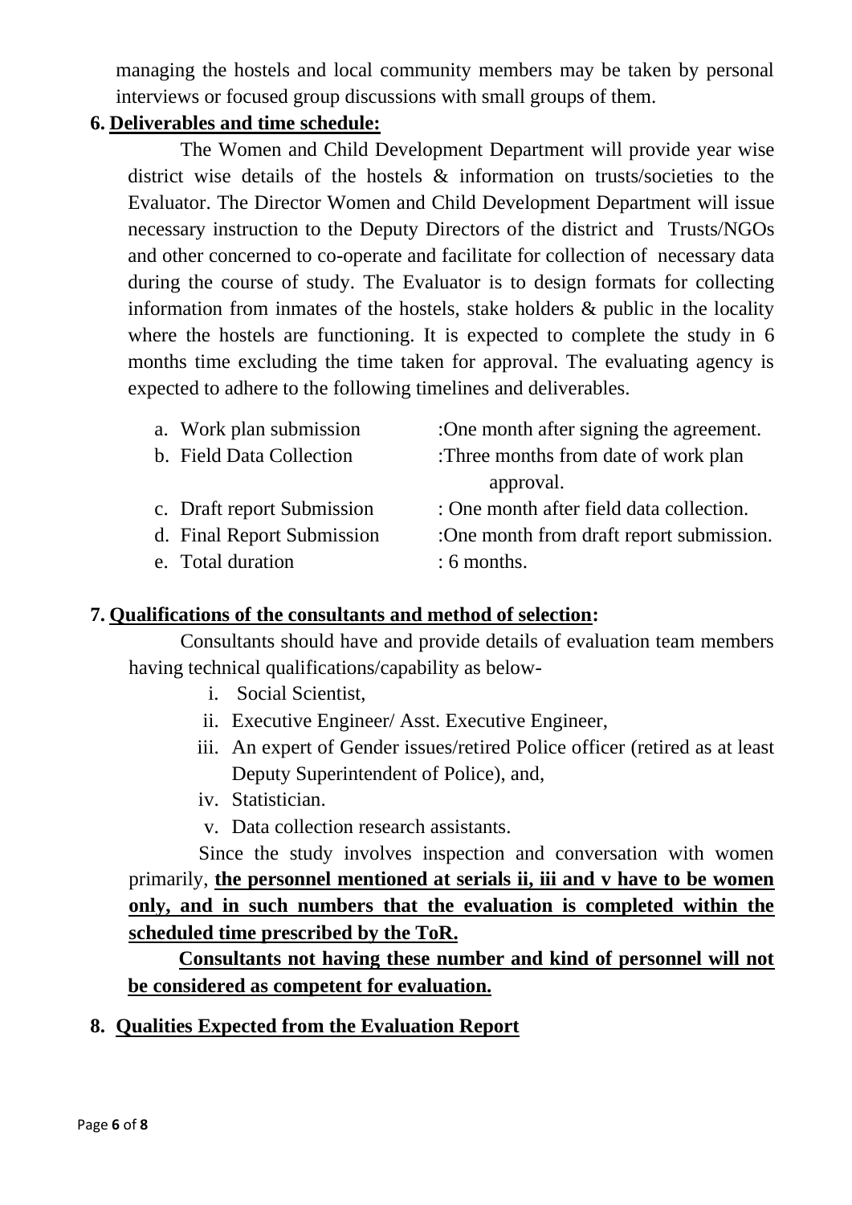managing the hostels and local community members may be taken by personal interviews or focused group discussions with small groups of them.

**6. <u>Deliverables and time schedule:</u>**

The Women and Child Development Department will provide year wise district wise details of the hostels & information on trusts/societies to the Evaluator. The Director Women and Child Development Department will issue necessary instruction to the Deputy Directors of the district and Trusts/NGOs and other concerned to co-operate and facilitate for collection of necessary data during the course of study. The Evaluator is to design formats for collecting information from inmates of the hostels, stake holders & public in the locality where the hostels are functioning. It is expected to complete the study in 6 months time excluding the time taken for approval. The evaluating agency is expected to adhere to the following timelines and deliverables.

a. Work plan submission :One month after signing the agreement.
b. Field Data Collection :Three months from date of work plan approval.
c. Draft report Submission : One month after field data collection.
d. Final Report Submission :One month from draft report submission.
e. Total duration : 6 months.

**7. <u>Qualifications of the consultants and method of selection</u>:**

Consultants should have and provide details of evaluation team members having technical qualifications/capability as below-

i. Social Scientist,
ii. Executive Engineer/ Asst. Executive Engineer,
iii. An expert of Gender issues/retired Police officer (retired as at least Deputy Superintendent of Police), and,
iv. Statistician.
v. Data collection research assistants.

Since the study involves inspection and conversation with women primarily, **<u>the personnel mentioned at serials ii, iii and v have to be women only, and in such numbers that the evaluation is completed within the scheduled time prescribed by the ToR.</u>**

**<u>Consultants not having these number and kind of personnel will not be considered as competent for evaluation.</u>**

**8. <u>Qualities Expected from the Evaluation Report</u>**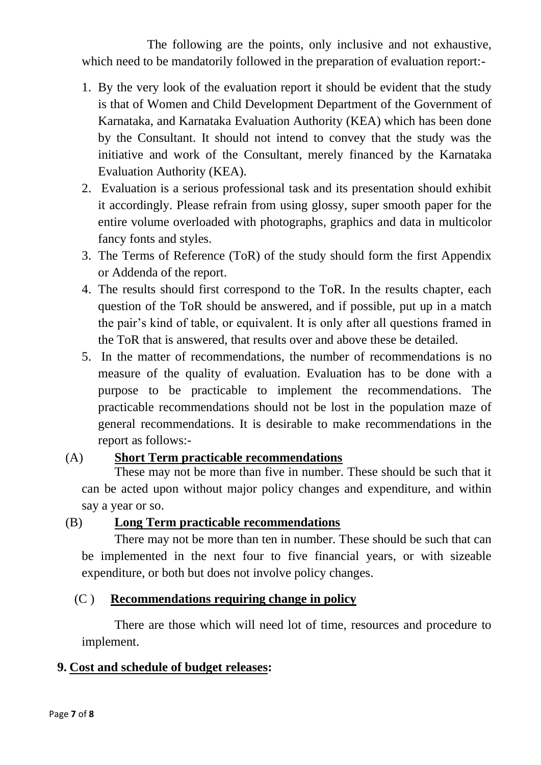The following are the points, only inclusive and not exhaustive, which need to be mandatorily followed in the preparation of evaluation report:-

1. By the very look of the evaluation report it should be evident that the study is that of Women and Child Development Department of the Government of Karnataka, and Karnataka Evaluation Authority (KEA) which has been done by the Consultant. It should not intend to convey that the study was the initiative and work of the Consultant, merely financed by the Karnataka Evaluation Authority (KEA).
2. Evaluation is a serious professional task and its presentation should exhibit it accordingly. Please refrain from using glossy, super smooth paper for the entire volume overloaded with photographs, graphics and data in multicolor fancy fonts and styles.
3. The Terms of Reference (ToR) of the study should form the first Appendix or Addenda of the report.
4. The results should first correspond to the ToR. In the results chapter, each question of the ToR should be answered, and if possible, put up in a match the pair's kind of table, or equivalent. It is only after all questions framed in the ToR that is answered, that results over and above these be detailed.
5. In the matter of recommendations, the number of recommendations is no measure of the quality of evaluation. Evaluation has to be done with a purpose to be practicable to implement the recommendations. The practicable recommendations should not be lost in the population maze of general recommendations. It is desirable to make recommendations in the report as follows:-

(A) **Short Term practicable recommendations**

These may not be more than five in number. These should be such that it can be acted upon without major policy changes and expenditure, and within say a year or so.

(B) **Long Term practicable recommendations**

There may not be more than ten in number. These should be such that can be implemented in the next four to five financial years, or with sizeable expenditure, or both but does not involve policy changes.

(C ) **Recommendations requiring change in policy**

There are those which will need lot of time, resources and procedure to implement.

**9. Cost and schedule of budget releases:**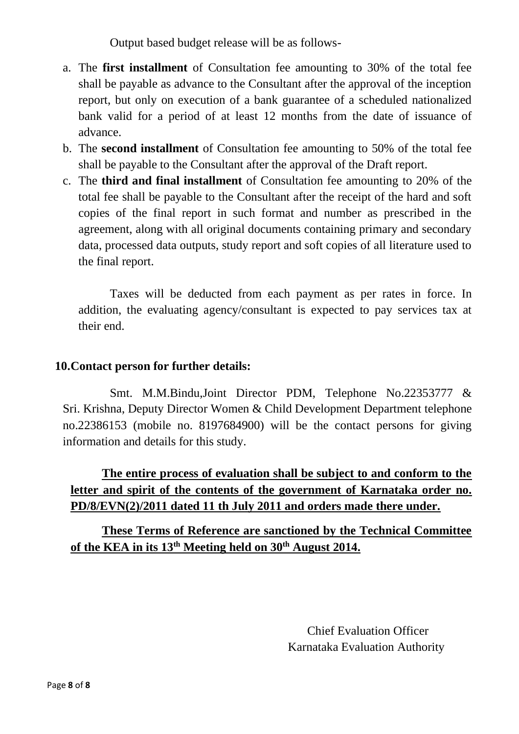Output based budget release will be as follows-

a. The **first installment** of Consultation fee amounting to 30% of the total fee shall be payable as advance to the Consultant after the approval of the inception report, but only on execution of a bank guarantee of a scheduled nationalized bank valid for a period of at least 12 months from the date of issuance of advance.
b. The **second installment** of Consultation fee amounting to 50% of the total fee shall be payable to the Consultant after the approval of the Draft report.
c. The **third and final installment** of Consultation fee amounting to 20% of the total fee shall be payable to the Consultant after the receipt of the hard and soft copies of the final report in such format and number as prescribed in the agreement, along with all original documents containing primary and secondary data, processed data outputs, study report and soft copies of all literature used to the final report.

Taxes will be deducted from each payment as per rates in force. In addition, the evaluating agency/consultant is expected to pay services tax at their end.

**10.Contact person for further details:**

Smt. M.M.Bindu,Joint Director PDM, Telephone No.22353777 & Sri. Krishna, Deputy Director Women & Child Development Department telephone no.22386153 (mobile no. 8197684900) will be the contact persons for giving information and details for this study.

**The entire process of evaluation shall be subject to and conform to the letter and spirit of the contents of the government of Karnataka order no. PD/8/EVN(2)/2011 dated 11 th July 2011 and orders made there under.**

**These Terms of Reference are sanctioned by the Technical Committee of the KEA in its 13th Meeting held on 30th August 2014.**

Chief Evaluation Officer
Karnataka Evaluation Authority